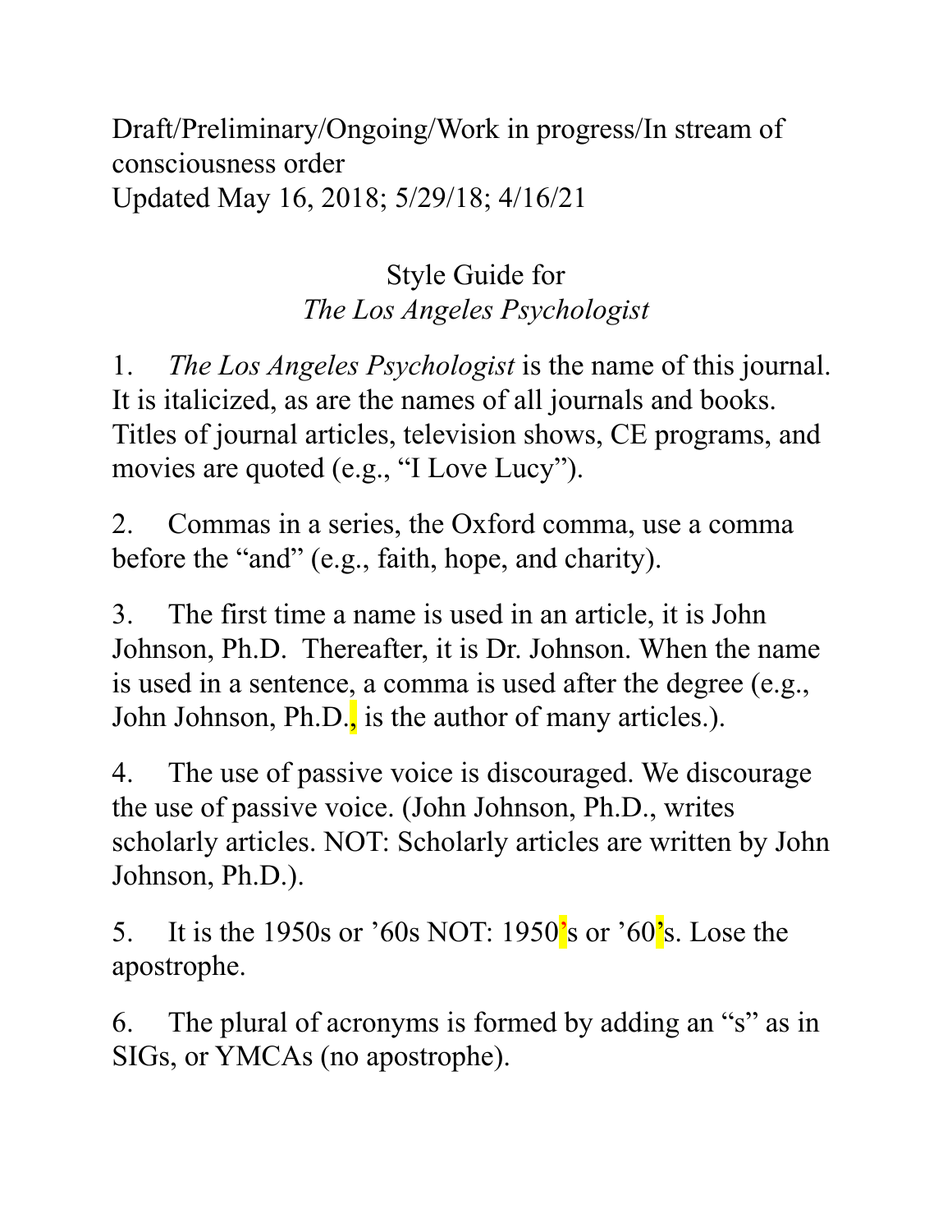Draft/Preliminary/Ongoing/Work in progress/In stream of consciousness order
Updated May 16, 2018; 5/29/18; 4/16/21

# Style Guide for *The Los Angeles Psychologist*

1. *The Los Angeles Psychologist* is the name of this journal. It is italicized, as are the names of all journals and books. Titles of journal articles, television shows, CE programs, and movies are quoted (e.g., "I Love Lucy").

2. Commas in a series, the Oxford comma, use a comma before the "and" (e.g., faith, hope, and charity).

3. The first time a name is used in an article, it is John Johnson, Ph.D. Thereafter, it is Dr. Johnson. When the name is used in a sentence, a comma is used after the degree (e.g., John Johnson, Ph.D., is the author of many articles.).

4. The use of passive voice is discouraged. We discourage the use of passive voice. (John Johnson, Ph.D., writes scholarly articles. NOT: Scholarly articles are written by John Johnson, Ph.D.).

5. It is the 1950s or '60s NOT: 1950's or '60's. Lose the apostrophe.

6. The plural of acronyms is formed by adding an "s" as in SIGs, or YMCAs (no apostrophe).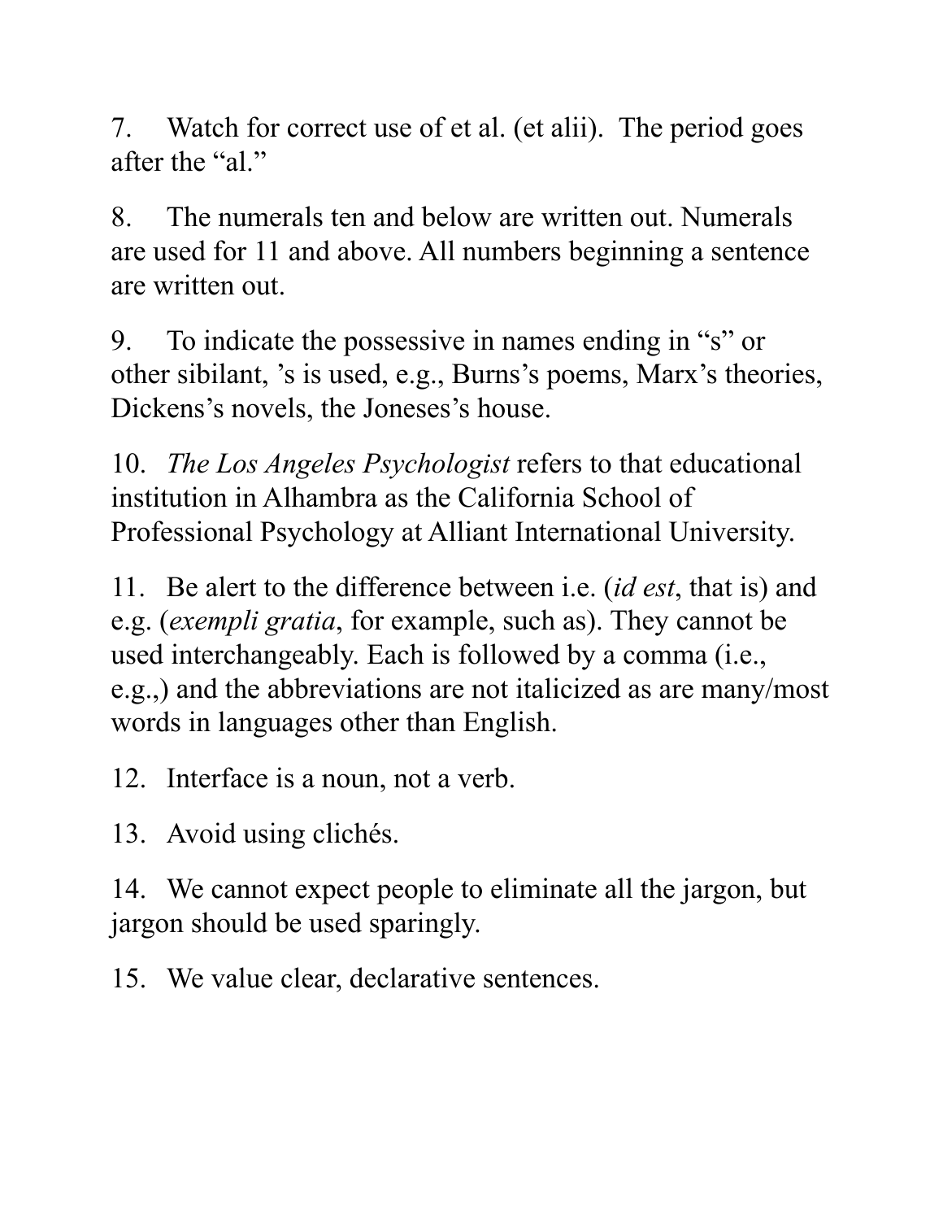7. Watch for correct use of et al. (et alii). The period goes after the "al."

8. The numerals ten and below are written out. Numerals are used for 11 and above. All numbers beginning a sentence are written out.

9. To indicate the possessive in names ending in "s" or other sibilant, 's is used, e.g., Burns's poems, Marx's theories, Dickens's novels, the Joneses's house.

10. *The Los Angeles Psychologist* refers to that educational institution in Alhambra as the California School of Professional Psychology at Alliant International University.

11. Be alert to the difference between i.e. (*id est*, that is) and e.g. (*exempli gratia*, for example, such as). They cannot be used interchangeably. Each is followed by a comma (i.e., e.g.,) and the abbreviations are not italicized as are many/most words in languages other than English.

12. Interface is a noun, not a verb.

13. Avoid using clichés.

14. We cannot expect people to eliminate all the jargon, but jargon should be used sparingly.

15. We value clear, declarative sentences.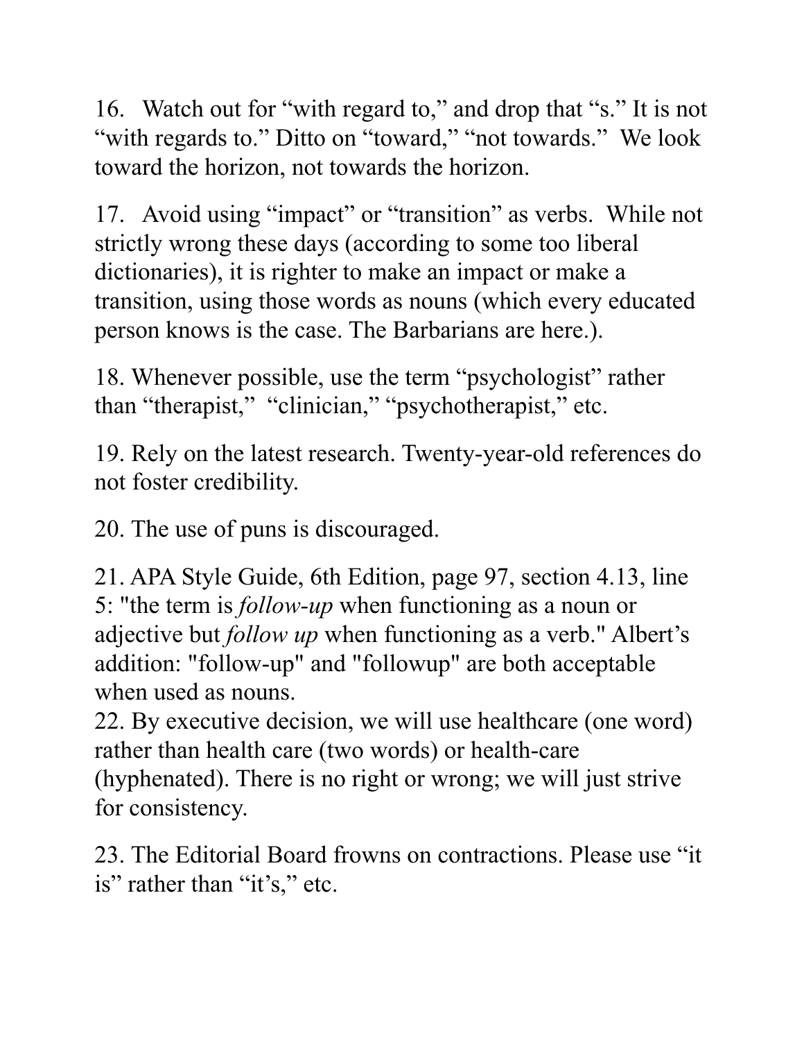16. Watch out for "with regard to," and drop that "s." It is not "with regards to." Ditto on "toward," "not towards." We look toward the horizon, not towards the horizon.

17. Avoid using "impact" or "transition" as verbs. While not strictly wrong these days (according to some too liberal dictionaries), it is righter to make an impact or make a transition, using those words as nouns (which every educated person knows is the case. The Barbarians are here.).

18. Whenever possible, use the term "psychologist" rather than "therapist," "clinician," "psychotherapist," etc.

19. Rely on the latest research. Twenty-year-old references do not foster credibility.

20. The use of puns is discouraged.

21. APA Style Guide, 6th Edition, page 97, section 4.13, line 5: "the term is *follow-up* when functioning as a noun or adjective but *follow up* when functioning as a verb." Albert's addition: "follow-up" and "followup" are both acceptable when used as nouns.

22. By executive decision, we will use healthcare (one word) rather than health care (two words) or health-care (hyphenated). There is no right or wrong; we will just strive for consistency.

23. The Editorial Board frowns on contractions. Please use "it is" rather than "it's," etc.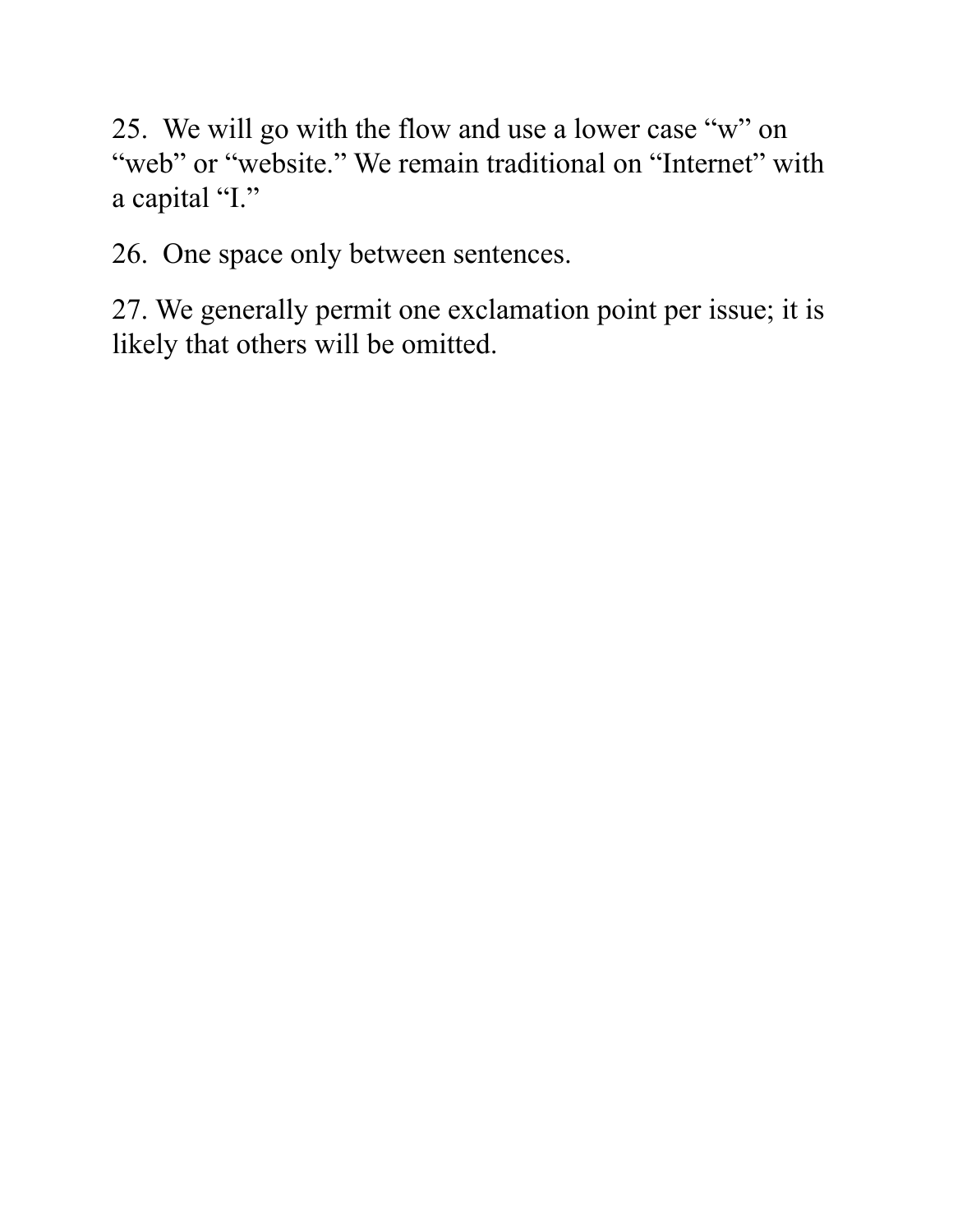25. We will go with the flow and use a lower case “w” on “web” or “website.” We remain traditional on “Internet” with a capital “I.”

26. One space only between sentences.

27. We generally permit one exclamation point per issue; it is likely that others will be omitted.